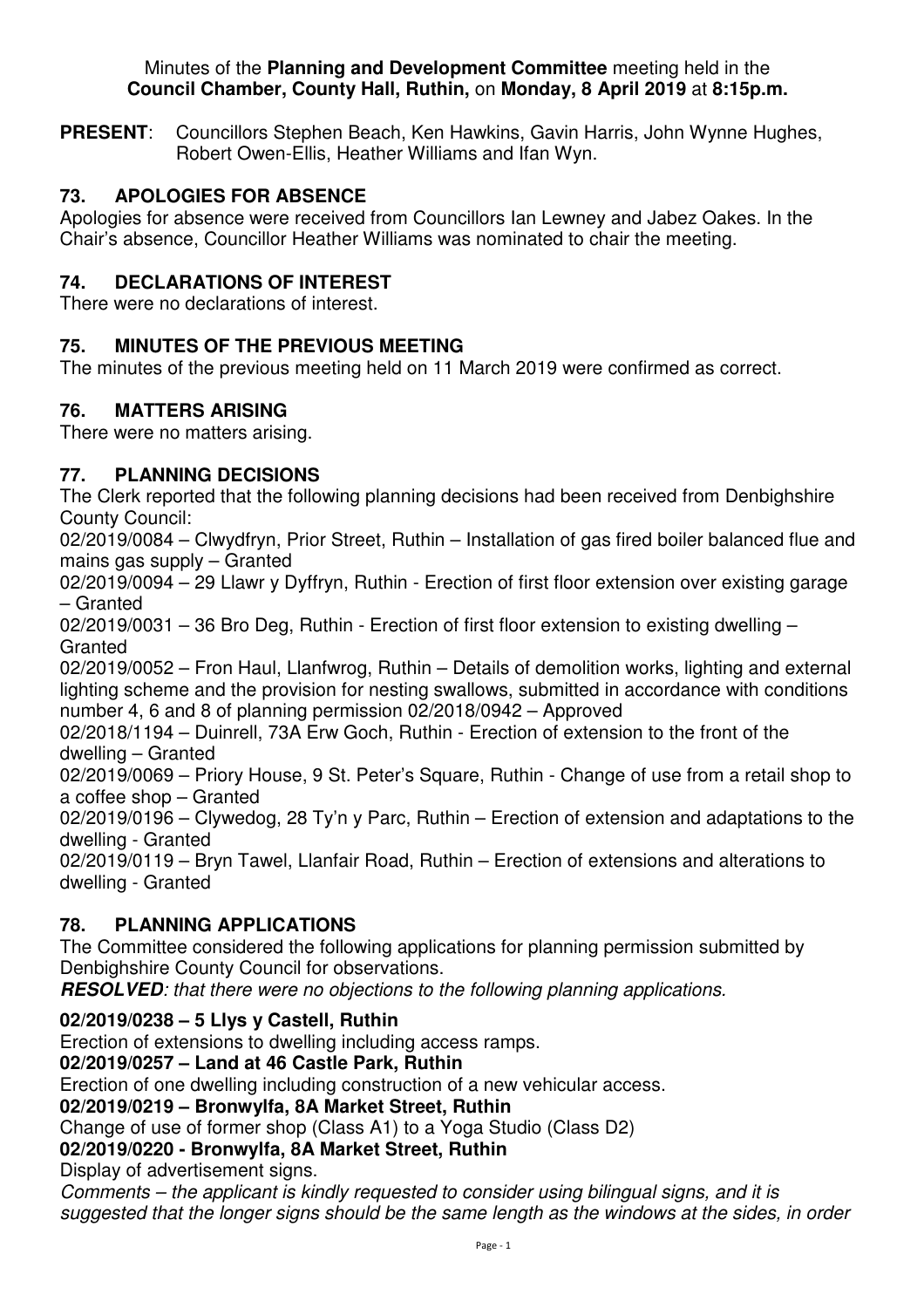Minutes of the **Planning and Development Committee** meeting held in the **Council Chamber, County Hall, Ruthin,** on **Monday, 8 April 2019** at **8:15p.m.**

**PRESENT**: Councillors Stephen Beach, Ken Hawkins, Gavin Harris, John Wynne Hughes, Robert Owen-Ellis, Heather Williams and Ifan Wyn.

## 73. APOLOGIES FOR ABSENCE

Apologies for absence were received from Councillors Ian Lewney and Jabez Oakes. In the Chair's absence, Councillor Heather Williams was nominated to chair the meeting.

## 74. DECLARATIONS OF INTEREST

There were no declarations of interest.

## 75. MINUTES OF THE PREVIOUS MEETING

The minutes of the previous meeting held on 11 March 2019 were confirmed as correct.

## 76. MATTERS ARISING

There were no matters arising.

## 77. PLANNING DECISIONS

The Clerk reported that the following planning decisions had been received from Denbighshire County Council:

02/2019/0084 – Clwydfryn, Prior Street, Ruthin – Installation of gas fired boiler balanced flue and mains gas supply – Granted

02/2019/0094 – 29 Llawr y Dyffryn, Ruthin - Erection of first floor extension over existing garage – Granted

02/2019/0031 – 36 Bro Deg, Ruthin - Erection of first floor extension to existing dwelling – Granted

02/2019/0052 – Fron Haul, Llanfwrog, Ruthin – Details of demolition works, lighting and external lighting scheme and the provision for nesting swallows, submitted in accordance with conditions number 4, 6 and 8 of planning permission 02/2018/0942 – Approved

02/2018/1194 – Duinrell, 73A Erw Goch, Ruthin - Erection of extension to the front of the dwelling – Granted

02/2019/0069 – Priory House, 9 St. Peter's Square, Ruthin - Change of use from a retail shop to a coffee shop – Granted

02/2019/0196 – Clywedog, 28 Ty'n y Parc, Ruthin – Erection of extension and adaptations to the dwelling - Granted

02/2019/0119 – Bryn Tawel, Llanfair Road, Ruthin – Erection of extensions and alterations to dwelling - Granted

## 78. PLANNING APPLICATIONS

The Committee considered the following applications for planning permission submitted by Denbighshire County Council for observations.

***RESOLVED**: that there were no objections to the following planning applications.*

**02/2019/0238 – 5 Llys y Castell, Ruthin**

Erection of extensions to dwelling including access ramps.

**02/2019/0257 – Land at 46 Castle Park, Ruthin**

Erection of one dwelling including construction of a new vehicular access.

**02/2019/0219 – Bronwylfa, 8A Market Street, Ruthin**

Change of use of former shop (Class A1) to a Yoga Studio (Class D2)

**02/2019/0220 - Bronwylfa, 8A Market Street, Ruthin**

Display of advertisement signs.

*Comments – the applicant is kindly requested to consider using bilingual signs, and it is suggested that the longer signs should be the same length as the windows at the sides, in order*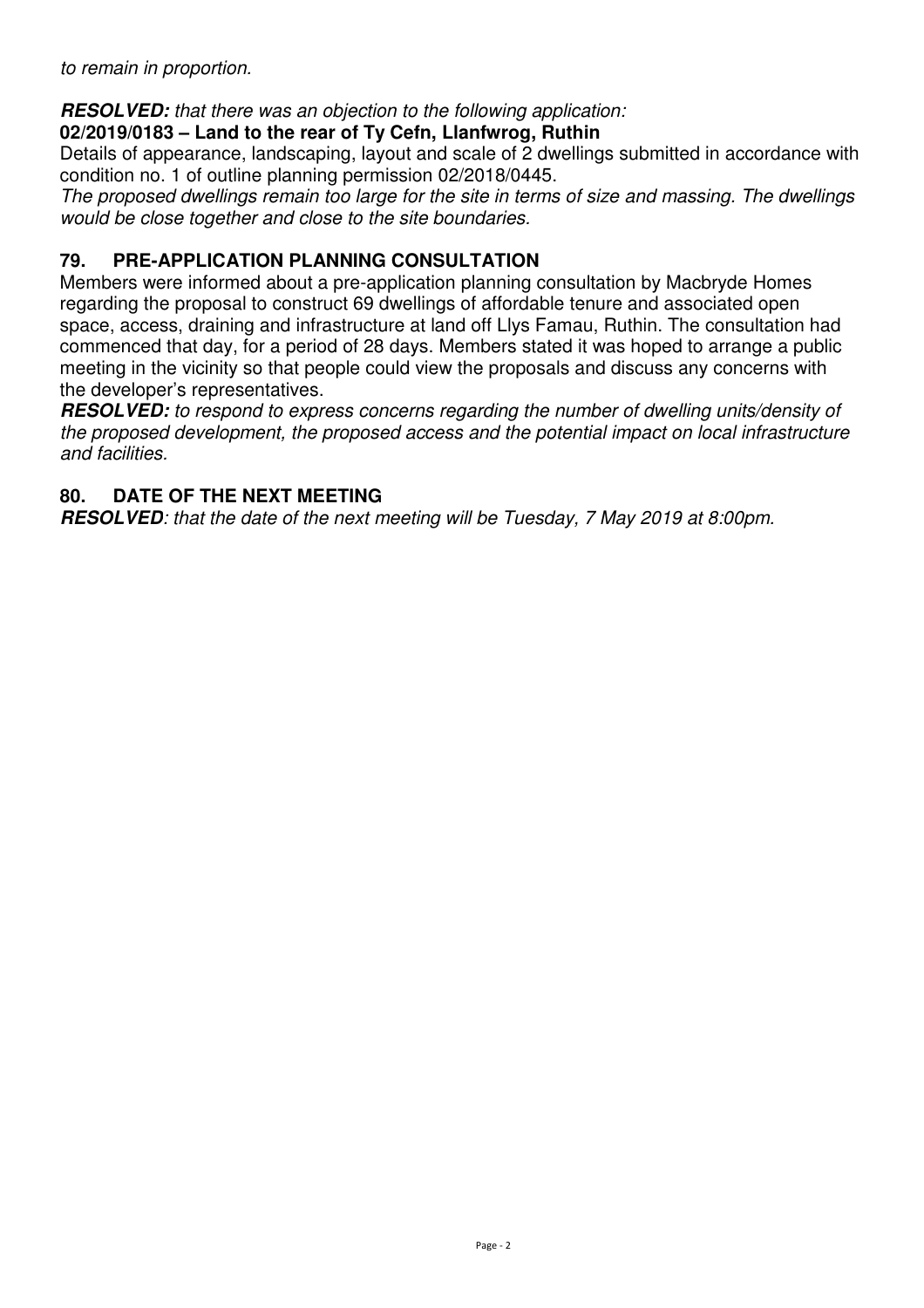*to remain in proportion.*

***RESOLVED:*** *that there was an objection to the following application:*

**02/2019/0183 – Land to the rear of Ty Cefn, Llanfwrog, Ruthin**

Details of appearance, landscaping, layout and scale of 2 dwellings submitted in accordance with condition no. 1 of outline planning permission 02/2018/0445.

*The proposed dwellings remain too large for the site in terms of size and massing. The dwellings would be close together and close to the site boundaries.*

## 79. PRE-APPLICATION PLANNING CONSULTATION

Members were informed about a pre-application planning consultation by Macbryde Homes regarding the proposal to construct 69 dwellings of affordable tenure and associated open space, access, draining and infrastructure at land off Llys Famau, Ruthin. The consultation had commenced that day, for a period of 28 days. Members stated it was hoped to arrange a public meeting in the vicinity so that people could view the proposals and discuss any concerns with the developer's representatives.

***RESOLVED:*** *to respond to express concerns regarding the number of dwelling units/density of the proposed development, the proposed access and the potential impact on local infrastructure and facilities.*

## 80. DATE OF THE NEXT MEETING

***RESOLVED****: that the date of the next meeting will be Tuesday, 7 May 2019 at 8:00pm.*